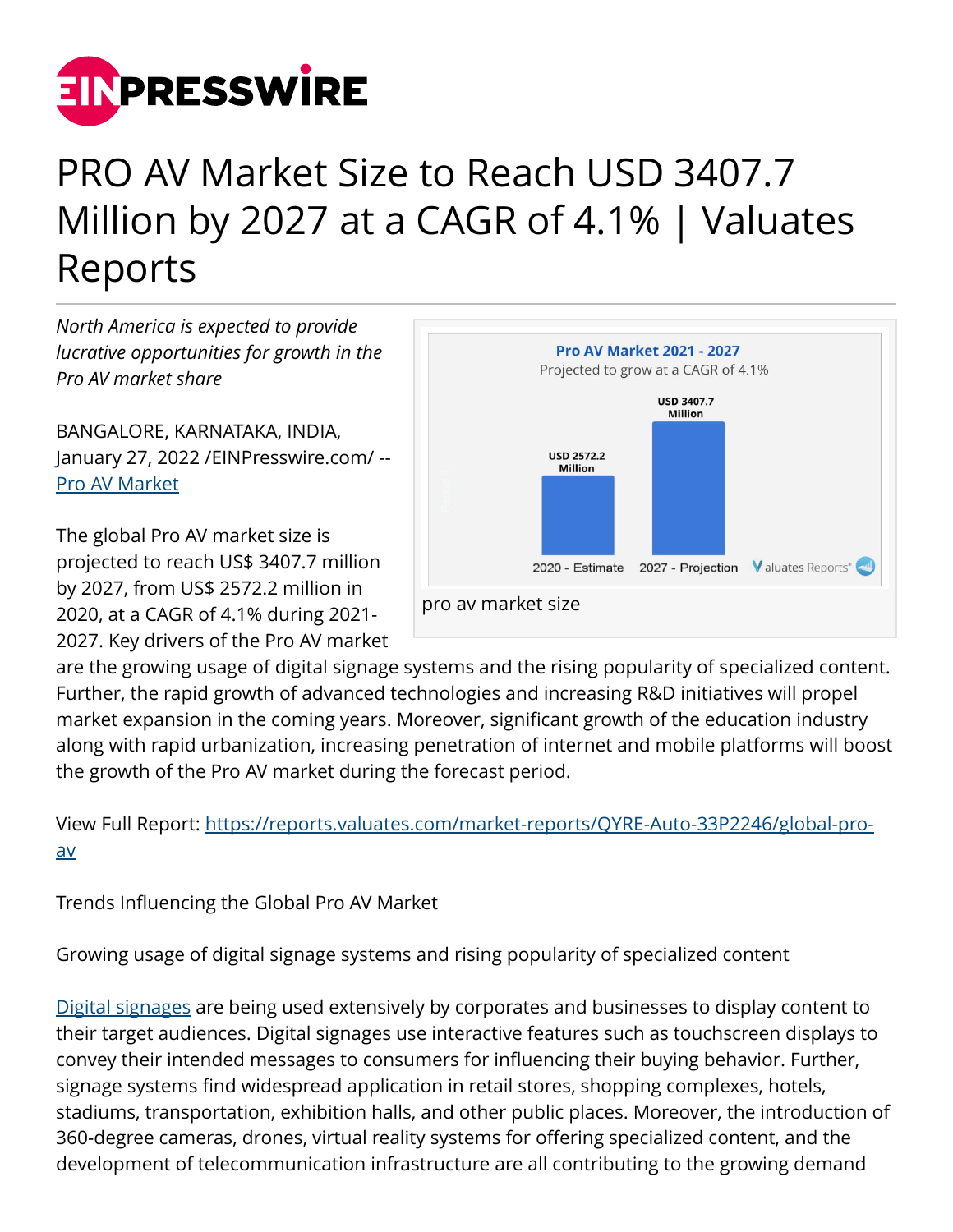# PRO AV Market Size to Reach USD 3407.7 Million by 2027 at a CAGR of 4.1% | Valuates Reports

*North America is expected to provide lucrative opportunities for growth in the Pro AV market share*

BANGALORE, KARNATAKA, INDIA, January 27, 2022 /EINPresswire.com/ -- [Pro AV Market](#)

The global Pro AV market size is projected to reach US$ 3407.7 million by 2027, from US$ 2572.2 million in 2020, at a CAGR of 4.1% during 2021-2027. Key drivers of the Pro AV market are the growing usage of digital signage systems and the rising popularity of specialized content. Further, the rapid growth of advanced technologies and increasing R&D initiatives will propel market expansion in the coming years. Moreover, significant growth of the education industry along with rapid urbanization, increasing penetration of internet and mobile platforms will boost the growth of the Pro AV market during the forecast period.

Pro AV Market 2021 - 2027

Projected to grow at a CAGR of 4.1%

| 2020 - Estimate | 2027 - Projection |
| --- | --- |
| USD 2572.2 Million | USD 3407.7 Million |

pro av market size

View Full Report: [https://reports.valuates.com/market-reports/QYRE-Auto-33P2246/global-pro-av](https://reports.valuates.com/market-reports/QYRE-Auto-33P2246/global-pro-av)

Trends Influencing the Global Pro AV Market

Growing usage of digital signage systems and rising popularity of specialized content

[Digital signages](#) are being used extensively by corporates and businesses to display content to their target audiences. Digital signages use interactive features such as touchscreen displays to convey their intended messages to consumers for influencing their buying behavior. Further, signage systems find widespread application in retail stores, shopping complexes, hotels, stadiums, transportation, exhibition halls, and other public places. Moreover, the introduction of 360-degree cameras, drones, virtual reality systems for offering specialized content, and the development of telecommunication infrastructure are all contributing to the growing demand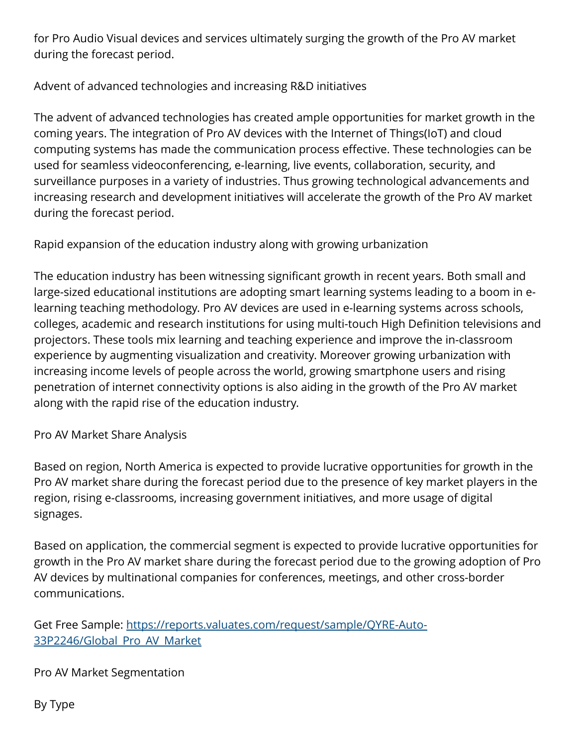for Pro Audio Visual devices and services ultimately surging the growth of the Pro AV market during the forecast period.

Advent of advanced technologies and increasing R&D initiatives

The advent of advanced technologies has created ample opportunities for market growth in the coming years. The integration of Pro AV devices with the Internet of Things(IoT) and cloud computing systems has made the communication process effective. These technologies can be used for seamless videoconferencing, e-learning, live events, collaboration, security, and surveillance purposes in a variety of industries. Thus growing technological advancements and increasing research and development initiatives will accelerate the growth of the Pro AV market during the forecast period.

Rapid expansion of the education industry along with growing urbanization

The education industry has been witnessing significant growth in recent years. Both small and large-sized educational institutions are adopting smart learning systems leading to a boom in e-learning teaching methodology. Pro AV devices are used in e-learning systems across schools, colleges, academic and research institutions for using multi-touch High Definition televisions and projectors. These tools mix learning and teaching experience and improve the in-classroom experience by augmenting visualization and creativity. Moreover growing urbanization with increasing income levels of people across the world, growing smartphone users and rising penetration of internet connectivity options is also aiding in the growth of the Pro AV market along with the rapid rise of the education industry.

Pro AV Market Share Analysis

Based on region, North America is expected to provide lucrative opportunities for growth in the Pro AV market share during the forecast period due to the presence of key market players in the region, rising e-classrooms, increasing government initiatives, and more usage of digital signages.

Based on application, the commercial segment is expected to provide lucrative opportunities for growth in the Pro AV market share during the forecast period due to the growing adoption of Pro AV devices by multinational companies for conferences, meetings, and other cross-border communications.

Get Free Sample: [https://reports.valuates.com/request/sample/QYRE-Auto-33P2246/Global_Pro_AV_Market](https://reports.valuates.com/request/sample/QYRE-Auto-33P2246/Global_Pro_AV_Market)

Pro AV Market Segmentation

By Type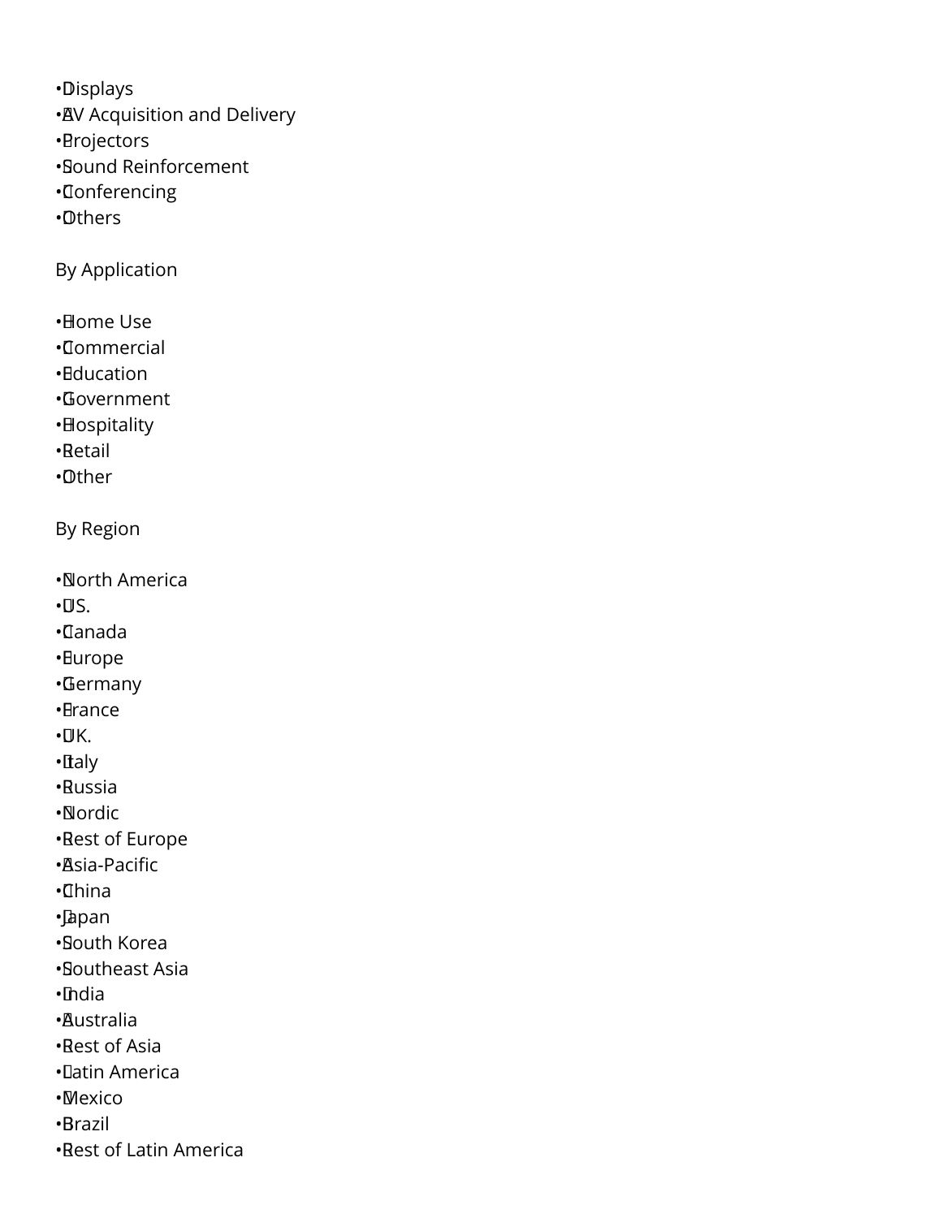- Displays
- AV Acquisition and Delivery
- Projectors
- Sound Reinforcement
- Conferencing
- Others

By Application

- Home Use
- Commercial
- Education
- Government
- Hospitality
- Retail
- Other

By Region

- North America
- U.S.
- Canada
- Europe
- Germany
- France
- U.K.
- Italy
- Russia
- Nordic
- Rest of Europe
- Asia-Pacific
- China
- Japan
- South Korea
- Southeast Asia
- India
- Australia
- Rest of Asia
- Latin America
- Mexico
- Brazil
- Rest of Latin America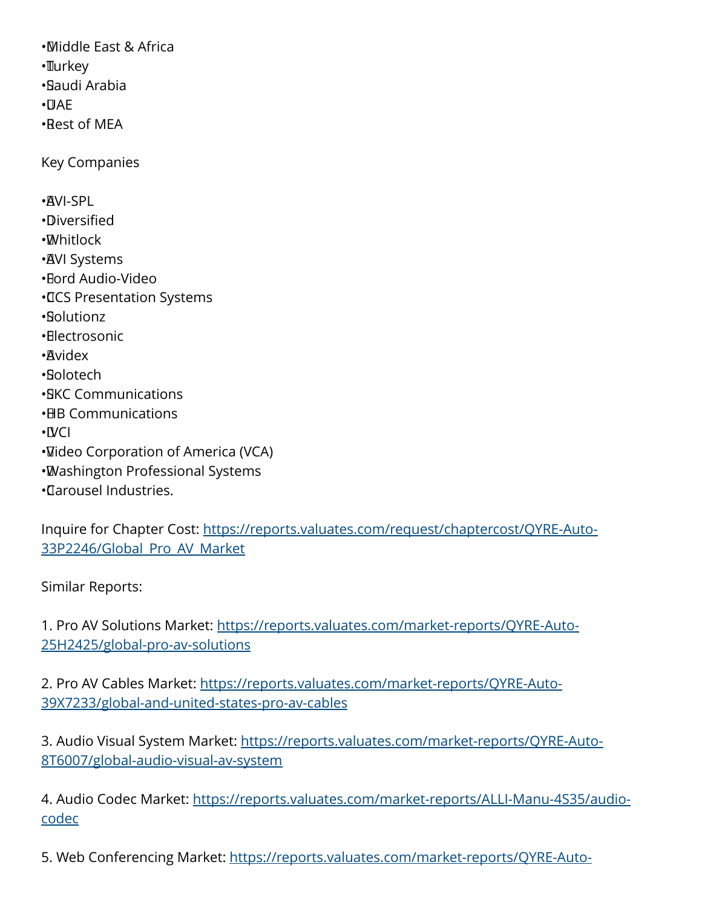- Middle East & Africa
- Turkey
- Saudi Arabia
- UAE
- Rest of MEA

Key Companies

- AVI-SPL
- Diversified
- Whitlock
- AVI Systems
- Ford Audio-Video
- CCS Presentation Systems
- Solutionz
- Electrosonic
- Avidex
- Solotech
- SKC Communications
- HB Communications
- IVCI
- Video Corporation of America (VCA)
- Washington Professional Systems
- Carousel Industries.

Inquire for Chapter Cost: https://reports.valuates.com/request/chaptercost/QYRE-Auto-33P2246/Global_Pro_AV_Market

Similar Reports:

1. Pro AV Solutions Market: https://reports.valuates.com/market-reports/QYRE-Auto-25H2425/global-pro-av-solutions

2. Pro AV Cables Market: https://reports.valuates.com/market-reports/QYRE-Auto-39X7233/global-and-united-states-pro-av-cables

3. Audio Visual System Market: https://reports.valuates.com/market-reports/QYRE-Auto-8T6007/global-audio-visual-av-system

4. Audio Codec Market: https://reports.valuates.com/market-reports/ALLI-Manu-4S35/audio-codec

5. Web Conferencing Market: https://reports.valuates.com/market-reports/QYRE-Auto-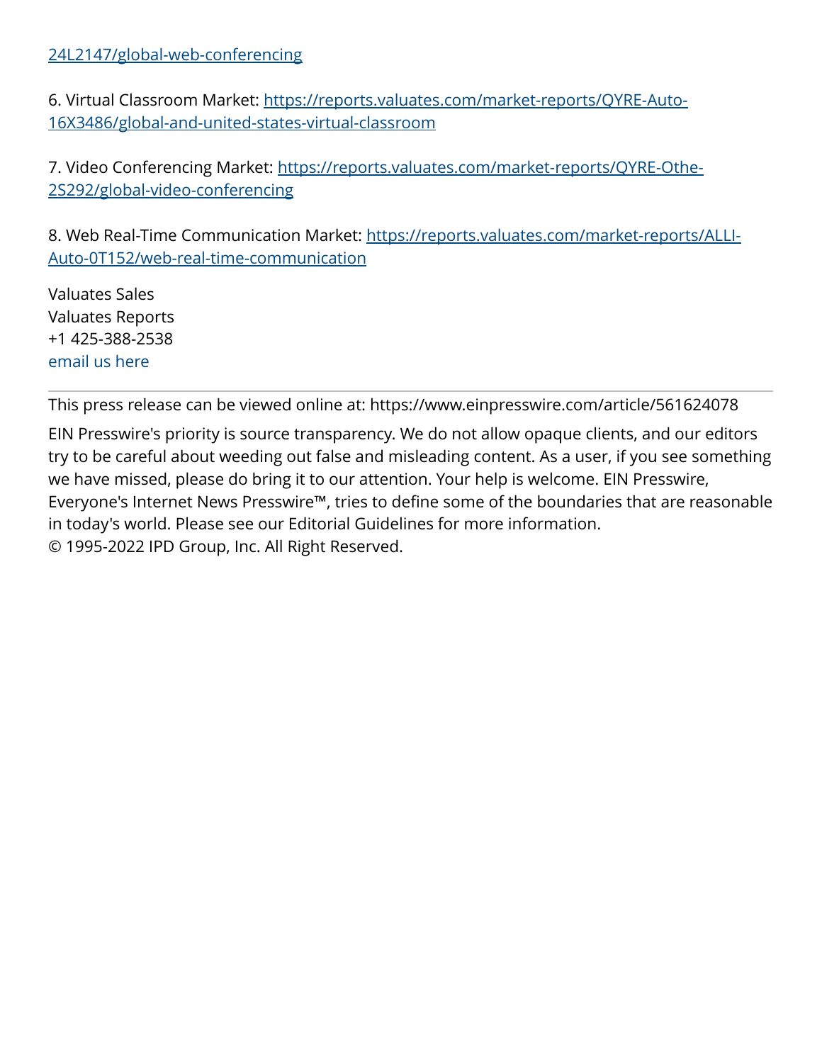24L2147/global-web-conferencing

6. Virtual Classroom Market: https://reports.valuates.com/market-reports/QYRE-Auto-16X3486/global-and-united-states-virtual-classroom

7. Video Conferencing Market: https://reports.valuates.com/market-reports/QYRE-Othe-2S292/global-video-conferencing

8. Web Real-Time Communication Market: https://reports.valuates.com/market-reports/ALLI-Auto-0T152/web-real-time-communication

Valuates Sales
Valuates Reports
+1 425-388-2538
email us here

---

This press release can be viewed online at: https://www.einpresswire.com/article/561624078

EIN Presswire's priority is source transparency. We do not allow opaque clients, and our editors try to be careful about weeding out false and misleading content. As a user, if you see something we have missed, please do bring it to our attention. Your help is welcome. EIN Presswire, Everyone's Internet News Presswire™, tries to define some of the boundaries that are reasonable in today's world. Please see our Editorial Guidelines for more information.
© 1995-2022 IPD Group, Inc. All Right Reserved.